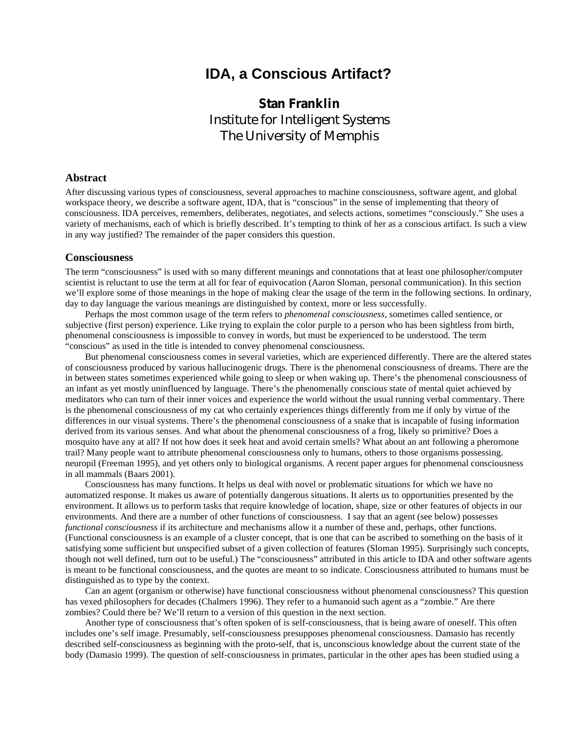# IDA, a Conscious Artifact?

**Stan Franklin**
Institute for Intelligent Systems
The University of Memphis

## Abstract

After discussing various types of consciousness, several approaches to machine consciousness, software agent, and global workspace theory, we describe a software agent, IDA, that is "conscious" in the sense of implementing that theory of consciousness. IDA perceives, remembers, deliberates, negotiates, and selects actions, sometimes "consciously." She uses a variety of mechanisms, each of which is briefly described. It's tempting to think of her as a conscious artifact. Is such a view in any way justified? The remainder of the paper considers this question.

## Consciousness

The term "consciousness" is used with so many different meanings and connotations that at least one philosopher/computer scientist is reluctant to use the term at all for fear of equivocation (Aaron Sloman, personal communication). In this section we'll explore some of those meanings in the hope of making clear the usage of the term in the following sections. In ordinary, day to day language the various meanings are distinguished by context, more or less successfully.

Perhaps the most common usage of the term refers to *phenomenal consciousness*, sometimes called sentience, or subjective (first person) experience. Like trying to explain the color purple to a person who has been sightless from birth, phenomenal consciousness is impossible to convey in words, but must be experienced to be understood. The term "conscious" as used in the title is intended to convey phenomenal consciousness.

But phenomenal consciousness comes in several varieties, which are experienced differently. There are the altered states of consciousness produced by various hallucinogenic drugs. There is the phenomenal consciousness of dreams. There are the in between states sometimes experienced while going to sleep or when waking up. There's the phenomenal consciousness of an infant as yet mostly uninfluenced by language. There's the phenomenally conscious state of mental quiet achieved by meditators who can turn of their inner voices and experience the world without the usual running verbal commentary. There is the phenomenal consciousness of my cat who certainly experiences things differently from me if only by virtue of the differences in our visual systems. There's the phenomenal consciousness of a snake that is incapable of fusing information derived from its various senses. And what about the phenomenal consciousness of a frog, likely so primitive? Does a mosquito have any at all? If not how does it seek heat and avoid certain smells? What about an ant following a pheromone trail? Many people want to attribute phenomenal consciousness only to humans, others to those organisms possessing. neuropil (Freeman 1995), and yet others only to biological organisms. A recent paper argues for phenomenal consciousness in all mammals (Baars 2001).

Consciousness has many functions. It helps us deal with novel or problematic situations for which we have no automatized response. It makes us aware of potentially dangerous situations. It alerts us to opportunities presented by the environment. It allows us to perform tasks that require knowledge of location, shape, size or other features of objects in our environments. And there are a number of other functions of consciousness. I say that an agent (see below) possesses *functional consciousness* if its architecture and mechanisms allow it a number of these and, perhaps, other functions. (Functional consciousness is an example of a cluster concept, that is one that can be ascribed to something on the basis of it satisfying some sufficient but unspecified subset of a given collection of features (Sloman 1995). Surprisingly such concepts, though not well defined, turn out to be useful.) The "consciousness" attributed in this article to IDA and other software agents is meant to be functional consciousness, and the quotes are meant to so indicate. Consciousness attributed to humans must be distinguished as to type by the context.

Can an agent (organism or otherwise) have functional consciousness without phenomenal consciousness? This question has vexed philosophers for decades (Chalmers 1996). They refer to a humanoid such agent as a "zombie." Are there zombies? Could there be? We'll return to a version of this question in the next section.

Another type of consciousness that's often spoken of is self-consciousness, that is being aware of oneself. This often includes one's self image. Presumably, self-consciousness presupposes phenomenal consciousness. Damasio has recently described self-consciousness as beginning with the proto-self, that is, unconscious knowledge about the current state of the body (Damasio 1999). The question of self-consciousness in primates, particular in the other apes has been studied using a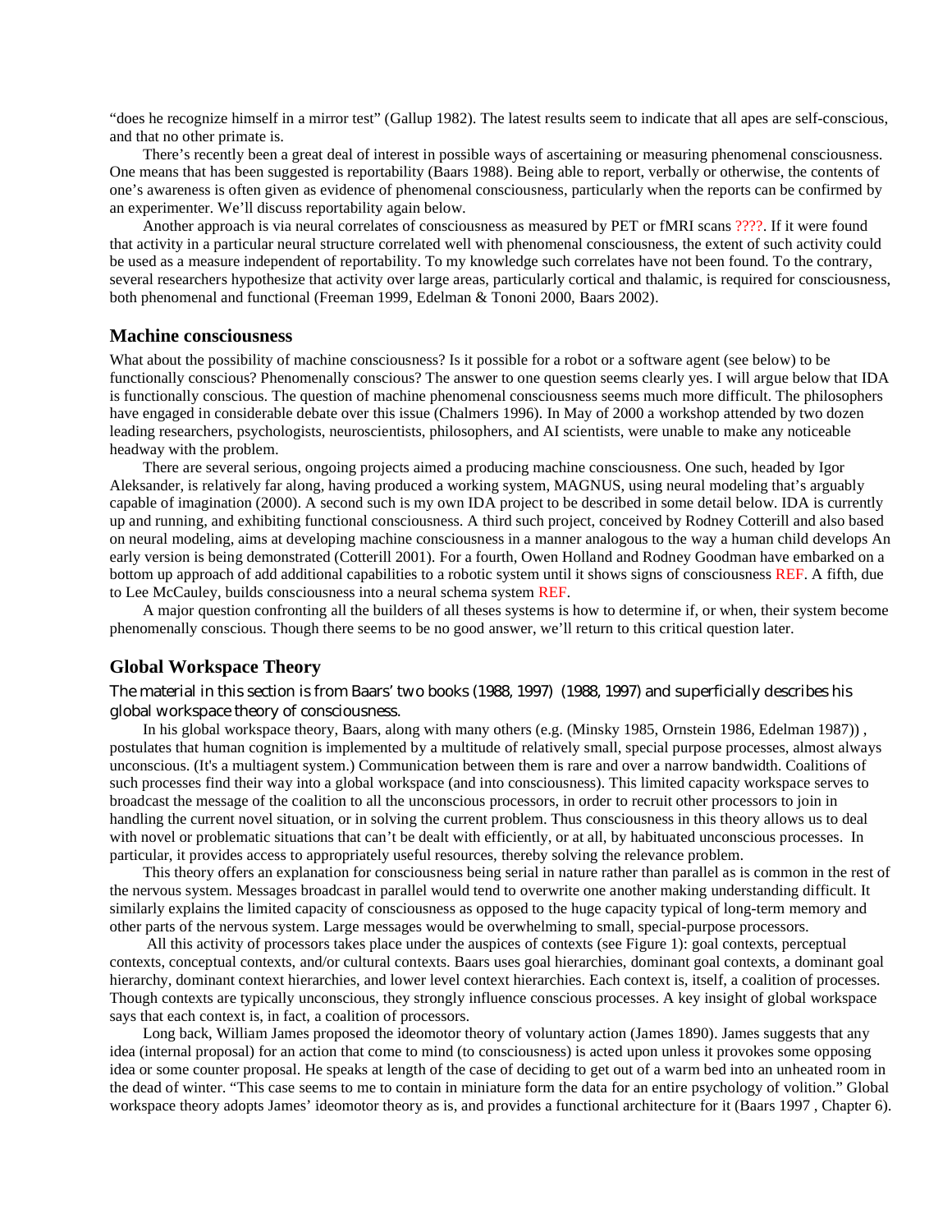"does he recognize himself in a mirror test" (Gallup 1982). The latest results seem to indicate that all apes are self-conscious, and that no other primate is.

There's recently been a great deal of interest in possible ways of ascertaining or measuring phenomenal consciousness. One means that has been suggested is reportability (Baars 1988). Being able to report, verbally or otherwise, the contents of one's awareness is often given as evidence of phenomenal consciousness, particularly when the reports can be confirmed by an experimenter. We'll discuss reportability again below.

Another approach is via neural correlates of consciousness as measured by PET or fMRI scans ????. If it were found that activity in a particular neural structure correlated well with phenomenal consciousness, the extent of such activity could be used as a measure independent of reportability. To my knowledge such correlates have not been found. To the contrary, several researchers hypothesize that activity over large areas, particularly cortical and thalamic, is required for consciousness, both phenomenal and functional (Freeman 1999, Edelman & Tononi 2000, Baars 2002).

## Machine consciousness

What about the possibility of machine consciousness? Is it possible for a robot or a software agent (see below) to be functionally conscious? Phenomenally conscious? The answer to one question seems clearly yes. I will argue below that IDA is functionally conscious. The question of machine phenomenal consciousness seems much more difficult. The philosophers have engaged in considerable debate over this issue (Chalmers 1996). In May of 2000 a workshop attended by two dozen leading researchers, psychologists, neuroscientists, philosophers, and AI scientists, were unable to make any noticeable headway with the problem.

There are several serious, ongoing projects aimed a producing machine consciousness. One such, headed by Igor Aleksander, is relatively far along, having produced a working system, MAGNUS, using neural modeling that's arguably capable of imagination (2000). A second such is my own IDA project to be described in some detail below. IDA is currently up and running, and exhibiting functional consciousness. A third such project, conceived by Rodney Cotterill and also based on neural modeling, aims at developing machine consciousness in a manner analogous to the way a human child develops An early version is being demonstrated (Cotterill 2001). For a fourth, Owen Holland and Rodney Goodman have embarked on a bottom up approach of add additional capabilities to a robotic system until it shows signs of consciousness REF. A fifth, due to Lee McCauley, builds consciousness into a neural schema system REF.

A major question confronting all the builders of all theses systems is how to determine if, or when, their system become phenomenally conscious. Though there seems to be no good answer, we'll return to this critical question later.

## Global Workspace Theory

The material in this section is from Baars' two books (1988, 1997) (1988, 1997) and superficially describes his global workspace theory of consciousness.

In his global workspace theory, Baars, along with many others (e.g. (Minsky 1985, Ornstein 1986, Edelman 1987)) , postulates that human cognition is implemented by a multitude of relatively small, special purpose processes, almost always unconscious. (It's a multiagent system.) Communication between them is rare and over a narrow bandwidth. Coalitions of such processes find their way into a global workspace (and into consciousness). This limited capacity workspace serves to broadcast the message of the coalition to all the unconscious processors, in order to recruit other processors to join in handling the current novel situation, or in solving the current problem. Thus consciousness in this theory allows us to deal with novel or problematic situations that can't be dealt with efficiently, or at all, by habituated unconscious processes. In particular, it provides access to appropriately useful resources, thereby solving the relevance problem.

This theory offers an explanation for consciousness being serial in nature rather than parallel as is common in the rest of the nervous system. Messages broadcast in parallel would tend to overwrite one another making understanding difficult. It similarly explains the limited capacity of consciousness as opposed to the huge capacity typical of long-term memory and other parts of the nervous system. Large messages would be overwhelming to small, special-purpose processors.

All this activity of processors takes place under the auspices of contexts (see Figure 1): goal contexts, perceptual contexts, conceptual contexts, and/or cultural contexts. Baars uses goal hierarchies, dominant goal contexts, a dominant goal hierarchy, dominant context hierarchies, and lower level context hierarchies. Each context is, itself, a coalition of processes. Though contexts are typically unconscious, they strongly influence conscious processes. A key insight of global workspace says that each context is, in fact, a coalition of processors.

Long back, William James proposed the ideomotor theory of voluntary action (James 1890). James suggests that any idea (internal proposal) for an action that come to mind (to consciousness) is acted upon unless it provokes some opposing idea or some counter proposal. He speaks at length of the case of deciding to get out of a warm bed into an unheated room in the dead of winter. "This case seems to me to contain in miniature form the data for an entire psychology of volition." Global workspace theory adopts James' ideomotor theory as is, and provides a functional architecture for it (Baars 1997 , Chapter 6).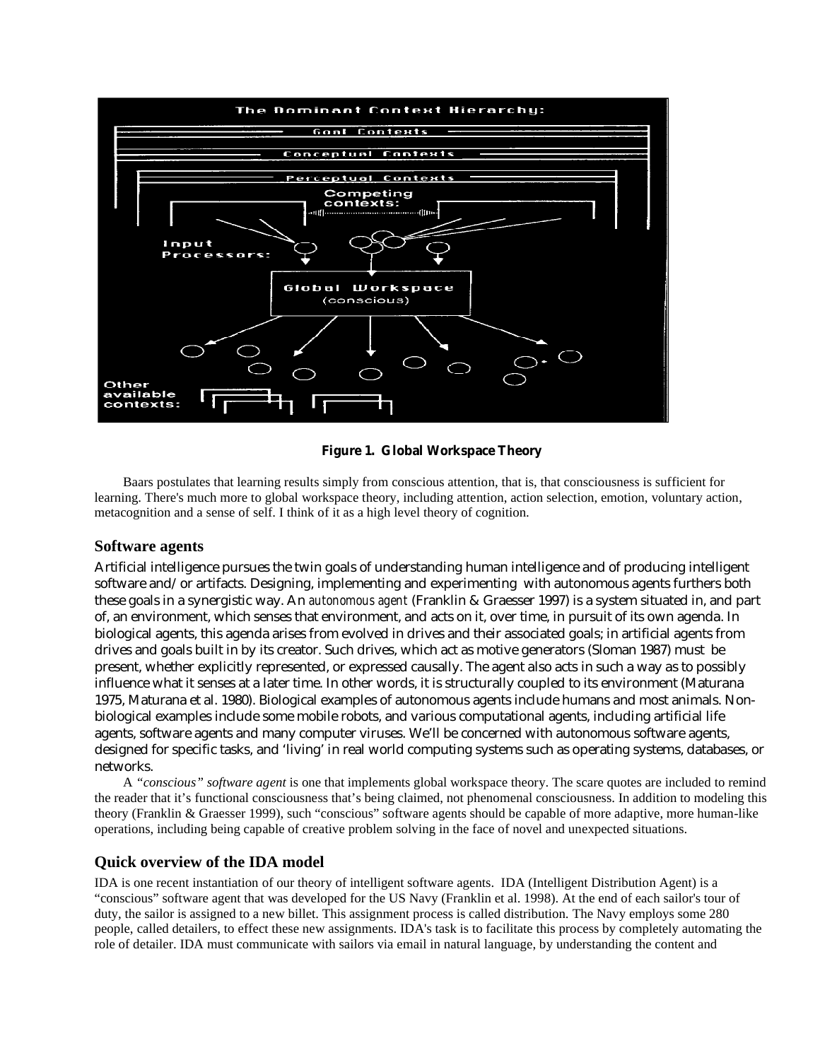**Figure 1. Global Workspace Theory**

Baars postulates that learning results simply from conscious attention, that is, that consciousness is sufficient for learning. There's much more to global workspace theory, including attention, action selection, emotion, voluntary action, metacognition and a sense of self. I think of it as a high level theory of cognition.

## Software agents

Artificial intelligence pursues the twin goals of understanding human intelligence and of producing intelligent software and/or artifacts. Designing, implementing and experimenting with autonomous agents furthers both these goals in a synergistic way. An *autonomous agent* (Franklin & Graesser 1997) is a system situated in, and part of, an environment, which senses that environment, and acts on it, over time, in pursuit of its own agenda. In biological agents, this agenda arises from evolved in drives and their associated goals; in artificial agents from drives and goals built in by its creator. Such drives, which act as motive generators (Sloman 1987) must be present, whether explicitly represented, or expressed causally. The agent also acts in such a way as to possibly influence what it senses at a later time. In other words, it is structurally coupled to its environment (Maturana 1975, Maturana et al. 1980). Biological examples of autonomous agents include humans and most animals. Non-biological examples include some mobile robots, and various computational agents, including artificial life agents, software agents and many computer viruses. We'll be concerned with autonomous software agents, designed for specific tasks, and 'living' in real world computing systems such as operating systems, databases, or networks.

A *"conscious" software agent* is one that implements global workspace theory. The scare quotes are included to remind the reader that it's functional consciousness that's being claimed, not phenomenal consciousness. In addition to modeling this theory (Franklin & Graesser 1999), such "conscious" software agents should be capable of more adaptive, more human-like operations, including being capable of creative problem solving in the face of novel and unexpected situations.

## Quick overview of the IDA model

IDA is one recent instantiation of our theory of intelligent software agents. IDA (Intelligent Distribution Agent) is a "conscious" software agent that was developed for the US Navy (Franklin et al. 1998). At the end of each sailor's tour of duty, the sailor is assigned to a new billet. This assignment process is called distribution. The Navy employs some 280 people, called detailers, to effect these new assignments. IDA's task is to facilitate this process by completely automating the role of detailer. IDA must communicate with sailors via email in natural language, by understanding the content and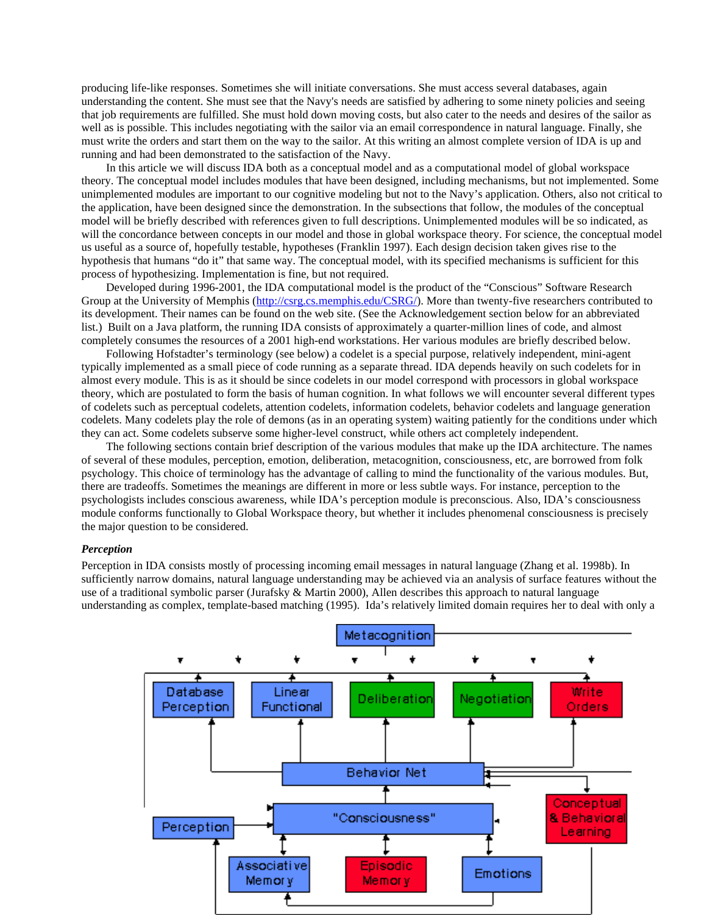producing life-like responses. Sometimes she will initiate conversations. She must access several databases, again understanding the content. She must see that the Navy's needs are satisfied by adhering to some ninety policies and seeing that job requirements are fulfilled. She must hold down moving costs, but also cater to the needs and desires of the sailor as well as is possible. This includes negotiating with the sailor via an email correspondence in natural language. Finally, she must write the orders and start them on the way to the sailor. At this writing an almost complete version of IDA is up and running and had been demonstrated to the satisfaction of the Navy.

In this article we will discuss IDA both as a conceptual model and as a computational model of global workspace theory. The conceptual model includes modules that have been designed, including mechanisms, but not implemented. Some unimplemented modules are important to our cognitive modeling but not to the Navy's application. Others, also not critical to the application, have been designed since the demonstration. In the subsections that follow, the modules of the conceptual model will be briefly described with references given to full descriptions. Unimplemented modules will be so indicated, as will the concordance between concepts in our model and those in global workspace theory. For science, the conceptual model us useful as a source of, hopefully testable, hypotheses (Franklin 1997). Each design decision taken gives rise to the hypothesis that humans "do it" that same way. The conceptual model, with its specified mechanisms is sufficient for this process of hypothesizing. Implementation is fine, but not required.

Developed during 1996-2001, the IDA computational model is the product of the "Conscious" Software Research Group at the University of Memphis (http://csrg.cs.memphis.edu/CSRG/). More than twenty-five researchers contributed to its development. Their names can be found on the web site. (See the Acknowledgement section below for an abbreviated list.) Built on a Java platform, the running IDA consists of approximately a quarter-million lines of code, and almost completely consumes the resources of a 2001 high-end workstations. Her various modules are briefly described below.

Following Hofstadter's terminology (see below) a codelet is a special purpose, relatively independent, mini-agent typically implemented as a small piece of code running as a separate thread. IDA depends heavily on such codelets for in almost every module. This is as it should be since codelets in our model correspond with processors in global workspace theory, which are postulated to form the basis of human cognition. In what follows we will encounter several different types of codelets such as perceptual codelets, attention codelets, information codelets, behavior codelets and language generation codelets. Many codelets play the role of demons (as in an operating system) waiting patiently for the conditions under which they can act. Some codelets subserve some higher-level construct, while others act completely independent.

The following sections contain brief description of the various modules that make up the IDA architecture. The names of several of these modules, perception, emotion, deliberation, metacognition, consciousness, etc, are borrowed from folk psychology. This choice of terminology has the advantage of calling to mind the functionality of the various modules. But, there are tradeoffs. Sometimes the meanings are different in more or less subtle ways. For instance, perception to the psychologists includes conscious awareness, while IDA's perception module is preconscious. Also, IDA's consciousness module conforms functionally to Global Workspace theory, but whether it includes phenomenal consciousness is precisely the major question to be considered.

***Perception***

Perception in IDA consists mostly of processing incoming email messages in natural language (Zhang et al. 1998b). In sufficiently narrow domains, natural language understanding may be achieved via an analysis of surface features without the use of a traditional symbolic parser (Jurafsky & Martin 2000), Allen describes this approach to natural language understanding as complex, template-based matching (1995). Ida's relatively limited domain requires her to deal with only a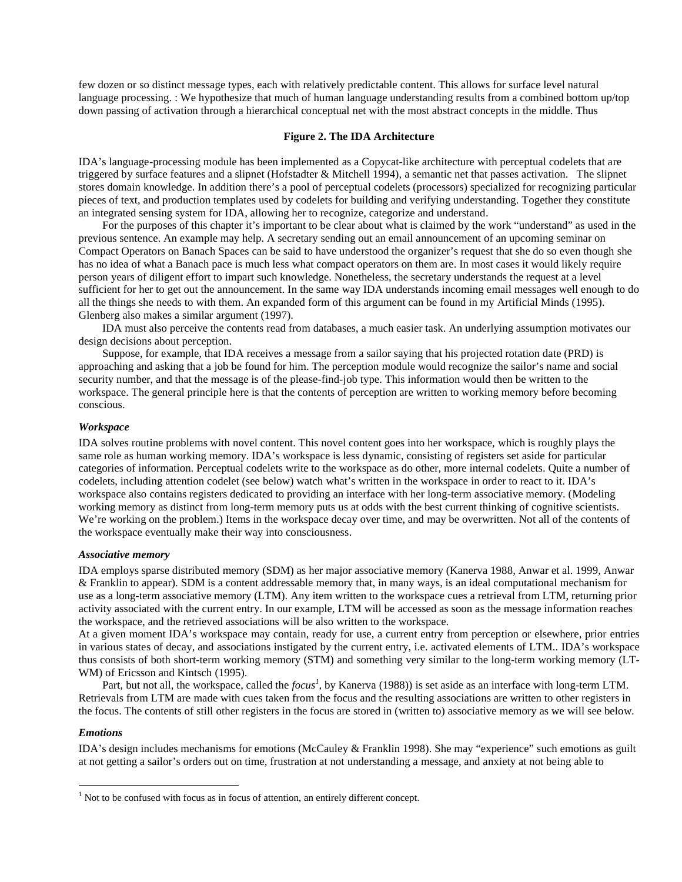few dozen or so distinct message types, each with relatively predictable content. This allows for surface level natural language processing. : We hypothesize that much of human language understanding results from a combined bottom up/top down passing of activation through a hierarchical conceptual net with the most abstract concepts in the middle. Thus

**Figure 2. The IDA Architecture**

IDA's language-processing module has been implemented as a Copycat-like architecture with perceptual codelets that are triggered by surface features and a slipnet (Hofstadter & Mitchell 1994), a semantic net that passes activation. The slipnet stores domain knowledge. In addition there's a pool of perceptual codelets (processors) specialized for recognizing particular pieces of text, and production templates used by codelets for building and verifying understanding. Together they constitute an integrated sensing system for IDA, allowing her to recognize, categorize and understand.

For the purposes of this chapter it's important to be clear about what is claimed by the work "understand" as used in the previous sentence. An example may help. A secretary sending out an email announcement of an upcoming seminar on Compact Operators on Banach Spaces can be said to have understood the organizer's request that she do so even though she has no idea of what a Banach pace is much less what compact operators on them are. In most cases it would likely require person years of diligent effort to impart such knowledge. Nonetheless, the secretary understands the request at a level sufficient for her to get out the announcement. In the same way IDA understands incoming email messages well enough to do all the things she needs to with them. An expanded form of this argument can be found in my Artificial Minds (1995). Glenberg also makes a similar argument (1997).

IDA must also perceive the contents read from databases, a much easier task. An underlying assumption motivates our design decisions about perception.

Suppose, for example, that IDA receives a message from a sailor saying that his projected rotation date (PRD) is approaching and asking that a job be found for him. The perception module would recognize the sailor's name and social security number, and that the message is of the please-find-job type. This information would then be written to the workspace. The general principle here is that the contents of perception are written to working memory before becoming conscious.

### *Workspace*

IDA solves routine problems with novel content. This novel content goes into her workspace, which is roughly plays the same role as human working memory. IDA's workspace is less dynamic, consisting of registers set aside for particular categories of information. Perceptual codelets write to the workspace as do other, more internal codelets. Quite a number of codelets, including attention codelet (see below) watch what's written in the workspace in order to react to it. IDA's workspace also contains registers dedicated to providing an interface with her long-term associative memory. (Modeling working memory as distinct from long-term memory puts us at odds with the best current thinking of cognitive scientists. We're working on the problem.) Items in the workspace decay over time, and may be overwritten. Not all of the contents of the workspace eventually make their way into consciousness.

### *Associative memory*

IDA employs sparse distributed memory (SDM) as her major associative memory (Kanerva 1988, Anwar et al. 1999, Anwar & Franklin to appear). SDM is a content addressable memory that, in many ways, is an ideal computational mechanism for use as a long-term associative memory (LTM). Any item written to the workspace cues a retrieval from LTM, returning prior activity associated with the current entry. In our example, LTM will be accessed as soon as the message information reaches the workspace, and the retrieved associations will be also written to the workspace.

At a given moment IDA's workspace may contain, ready for use, a current entry from perception or elsewhere, prior entries in various states of decay, and associations instigated by the current entry, i.e. activated elements of LTM.. IDA's workspace thus consists of both short-term working memory (STM) and something very similar to the long-term working memory (LT-WM) of Ericsson and Kintsch (1995).

Part, but not all, the workspace, called the *focus*[1], by Kanerva (1988)) is set aside as an interface with long-term LTM. Retrievals from LTM are made with cues taken from the focus and the resulting associations are written to other registers in the focus. The contents of still other registers in the focus are stored in (written to) associative memory as we will see below.

### *Emotions*

IDA's design includes mechanisms for emotions (McCauley & Franklin 1998). She may "experience" such emotions as guilt at not getting a sailor's orders out on time, frustration at not understanding a message, and anxiety at not being able to

[1] Not to be confused with focus as in focus of attention, an entirely different concept.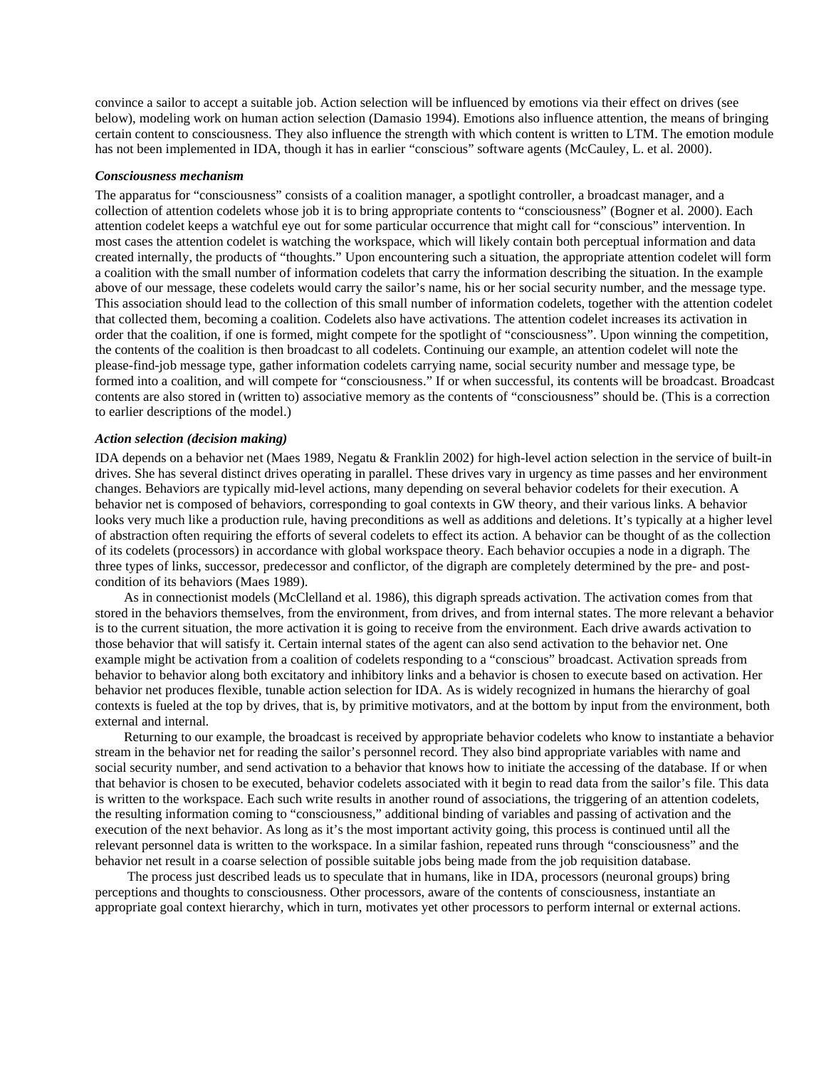convince a sailor to accept a suitable job. Action selection will be influenced by emotions via their effect on drives (see below), modeling work on human action selection (Damasio 1994). Emotions also influence attention, the means of bringing certain content to consciousness. They also influence the strength with which content is written to LTM. The emotion module has not been implemented in IDA, though it has in earlier "conscious" software agents (McCauley, L. et al. 2000).

### *Consciousness mechanism*

The apparatus for "consciousness" consists of a coalition manager, a spotlight controller, a broadcast manager, and a collection of attention codelets whose job it is to bring appropriate contents to "consciousness" (Bogner et al. 2000). Each attention codelet keeps a watchful eye out for some particular occurrence that might call for "conscious" intervention. In most cases the attention codelet is watching the workspace, which will likely contain both perceptual information and data created internally, the products of "thoughts." Upon encountering such a situation, the appropriate attention codelet will form a coalition with the small number of information codelets that carry the information describing the situation. In the example above of our message, these codelets would carry the sailor's name, his or her social security number, and the message type. This association should lead to the collection of this small number of information codelets, together with the attention codelet that collected them, becoming a coalition. Codelets also have activations. The attention codelet increases its activation in order that the coalition, if one is formed, might compete for the spotlight of "consciousness". Upon winning the competition, the contents of the coalition is then broadcast to all codelets. Continuing our example, an attention codelet will note the please-find-job message type, gather information codelets carrying name, social security number and message type, be formed into a coalition, and will compete for "consciousness." If or when successful, its contents will be broadcast. Broadcast contents are also stored in (written to) associative memory as the contents of "consciousness" should be. (This is a correction to earlier descriptions of the model.)

### *Action selection (decision making)*

IDA depends on a behavior net (Maes 1989, Negatu & Franklin 2002) for high-level action selection in the service of built-in drives. She has several distinct drives operating in parallel. These drives vary in urgency as time passes and her environment changes. Behaviors are typically mid-level actions, many depending on several behavior codelets for their execution. A behavior net is composed of behaviors, corresponding to goal contexts in GW theory, and their various links. A behavior looks very much like a production rule, having preconditions as well as additions and deletions. It's typically at a higher level of abstraction often requiring the efforts of several codelets to effect its action. A behavior can be thought of as the collection of its codelets (processors) in accordance with global workspace theory. Each behavior occupies a node in a digraph. The three types of links, successor, predecessor and conflictor, of the digraph are completely determined by the pre- and post-condition of its behaviors (Maes 1989).

As in connectionist models (McClelland et al. 1986), this digraph spreads activation. The activation comes from that stored in the behaviors themselves, from the environment, from drives, and from internal states. The more relevant a behavior is to the current situation, the more activation it is going to receive from the environment. Each drive awards activation to those behavior that will satisfy it. Certain internal states of the agent can also send activation to the behavior net. One example might be activation from a coalition of codelets responding to a "conscious" broadcast. Activation spreads from behavior to behavior along both excitatory and inhibitory links and a behavior is chosen to execute based on activation. Her behavior net produces flexible, tunable action selection for IDA. As is widely recognized in humans the hierarchy of goal contexts is fueled at the top by drives, that is, by primitive motivators, and at the bottom by input from the environment, both external and internal.

Returning to our example, the broadcast is received by appropriate behavior codelets who know to instantiate a behavior stream in the behavior net for reading the sailor's personnel record. They also bind appropriate variables with name and social security number, and send activation to a behavior that knows how to initiate the accessing of the database. If or when that behavior is chosen to be executed, behavior codelets associated with it begin to read data from the sailor's file. This data is written to the workspace. Each such write results in another round of associations, the triggering of an attention codelets, the resulting information coming to "consciousness," additional binding of variables and passing of activation and the execution of the next behavior. As long as it's the most important activity going, this process is continued until all the relevant personnel data is written to the workspace. In a similar fashion, repeated runs through "consciousness" and the behavior net result in a coarse selection of possible suitable jobs being made from the job requisition database.

The process just described leads us to speculate that in humans, like in IDA, processors (neuronal groups) bring perceptions and thoughts to consciousness. Other processors, aware of the contents of consciousness, instantiate an appropriate goal context hierarchy, which in turn, motivates yet other processors to perform internal or external actions.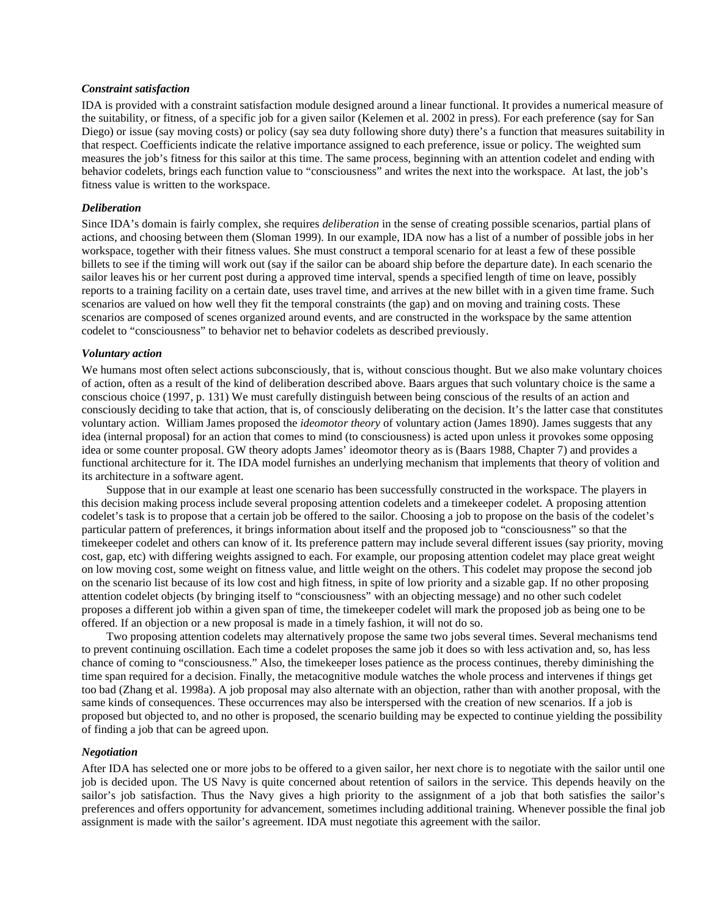### *Constraint satisfaction*

IDA is provided with a constraint satisfaction module designed around a linear functional. It provides a numerical measure of the suitability, or fitness, of a specific job for a given sailor (Kelemen et al. 2002 in press). For each preference (say for San Diego) or issue (say moving costs) or policy (say sea duty following shore duty) there's a function that measures suitability in that respect. Coefficients indicate the relative importance assigned to each preference, issue or policy. The weighted sum measures the job's fitness for this sailor at this time. The same process, beginning with an attention codelet and ending with behavior codelets, brings each function value to "consciousness" and writes the next into the workspace. At last, the job's fitness value is written to the workspace.

### *Deliberation*

Since IDA's domain is fairly complex, she requires *deliberation* in the sense of creating possible scenarios, partial plans of actions, and choosing between them (Sloman 1999). In our example, IDA now has a list of a number of possible jobs in her workspace, together with their fitness values. She must construct a temporal scenario for at least a few of these possible billets to see if the timing will work out (say if the sailor can be aboard ship before the departure date). In each scenario the sailor leaves his or her current post during a approved time interval, spends a specified length of time on leave, possibly reports to a training facility on a certain date, uses travel time, and arrives at the new billet with in a given time frame. Such scenarios are valued on how well they fit the temporal constraints (the gap) and on moving and training costs. These scenarios are composed of scenes organized around events, and are constructed in the workspace by the same attention codelet to "consciousness" to behavior net to behavior codelets as described previously.

### *Voluntary action*

We humans most often select actions subconsciously, that is, without conscious thought. But we also make voluntary choices of action, often as a result of the kind of deliberation described above. Baars argues that such voluntary choice is the same a conscious choice (1997, p. 131) We must carefully distinguish between being conscious of the results of an action and consciously deciding to take that action, that is, of consciously deliberating on the decision. It's the latter case that constitutes voluntary action. William James proposed the *ideomotor theory* of voluntary action (James 1890). James suggests that any idea (internal proposal) for an action that comes to mind (to consciousness) is acted upon unless it provokes some opposing idea or some counter proposal. GW theory adopts James' ideomotor theory as is (Baars 1988, Chapter 7) and provides a functional architecture for it. The IDA model furnishes an underlying mechanism that implements that theory of volition and its architecture in a software agent.

Suppose that in our example at least one scenario has been successfully constructed in the workspace. The players in this decision making process include several proposing attention codelets and a timekeeper codelet. A proposing attention codelet's task is to propose that a certain job be offered to the sailor. Choosing a job to propose on the basis of the codelet's particular pattern of preferences, it brings information about itself and the proposed job to "consciousness" so that the timekeeper codelet and others can know of it. Its preference pattern may include several different issues (say priority, moving cost, gap, etc) with differing weights assigned to each. For example, our proposing attention codelet may place great weight on low moving cost, some weight on fitness value, and little weight on the others. This codelet may propose the second job on the scenario list because of its low cost and high fitness, in spite of low priority and a sizable gap. If no other proposing attention codelet objects (by bringing itself to "consciousness" with an objecting message) and no other such codelet proposes a different job within a given span of time, the timekeeper codelet will mark the proposed job as being one to be offered. If an objection or a new proposal is made in a timely fashion, it will not do so.

Two proposing attention codelets may alternatively propose the same two jobs several times. Several mechanisms tend to prevent continuing oscillation. Each time a codelet proposes the same job it does so with less activation and, so, has less chance of coming to "consciousness." Also, the timekeeper loses patience as the process continues, thereby diminishing the time span required for a decision. Finally, the metacognitive module watches the whole process and intervenes if things get too bad (Zhang et al. 1998a). A job proposal may also alternate with an objection, rather than with another proposal, with the same kinds of consequences. These occurrences may also be interspersed with the creation of new scenarios. If a job is proposed but objected to, and no other is proposed, the scenario building may be expected to continue yielding the possibility of finding a job that can be agreed upon.

### *Negotiation*

After IDA has selected one or more jobs to be offered to a given sailor, her next chore is to negotiate with the sailor until one job is decided upon. The US Navy is quite concerned about retention of sailors in the service. This depends heavily on the sailor's job satisfaction. Thus the Navy gives a high priority to the assignment of a job that both satisfies the sailor's preferences and offers opportunity for advancement, sometimes including additional training. Whenever possible the final job assignment is made with the sailor's agreement. IDA must negotiate this agreement with the sailor.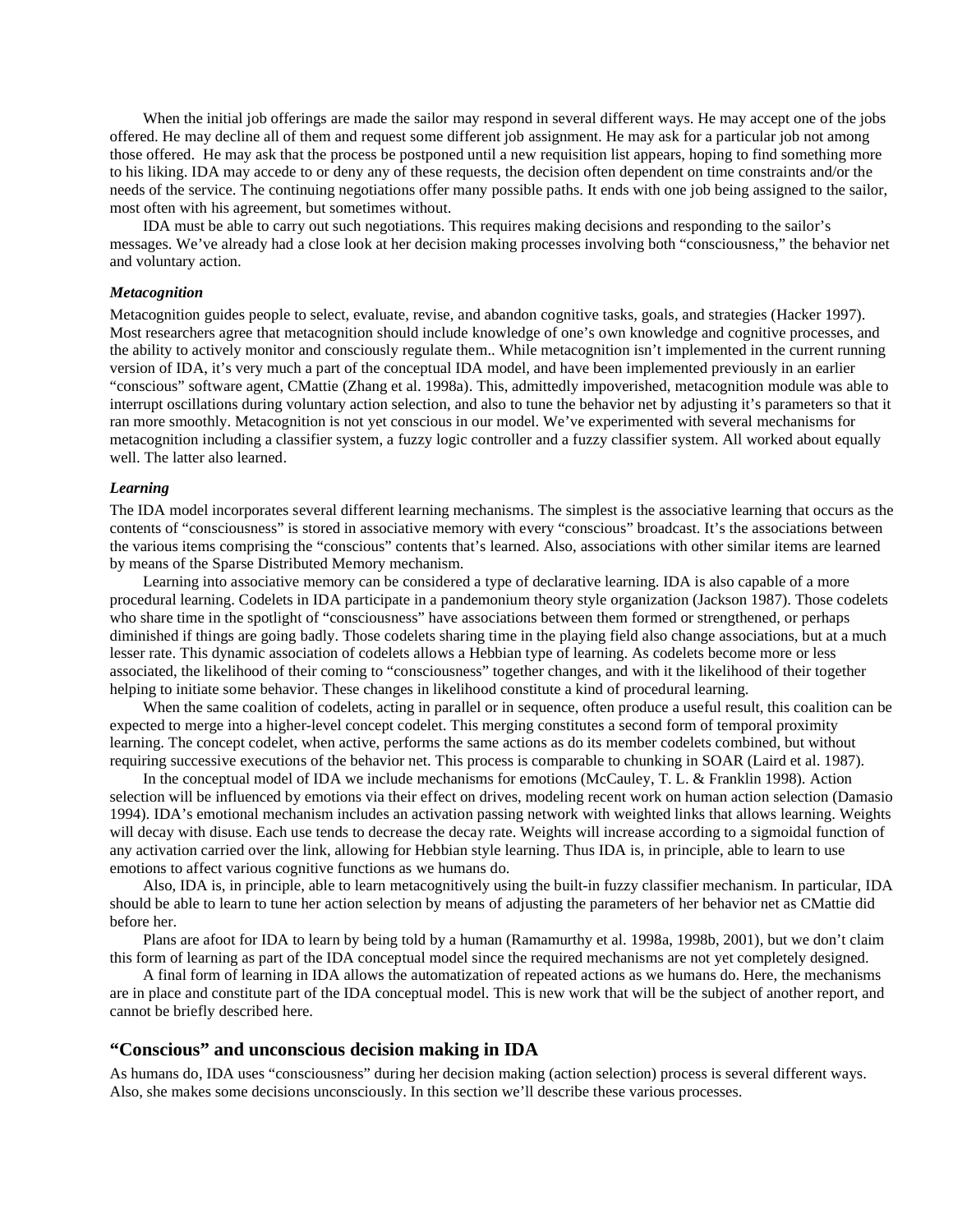When the initial job offerings are made the sailor may respond in several different ways. He may accept one of the jobs offered. He may decline all of them and request some different job assignment. He may ask for a particular job not among those offered.  He may ask that the process be postponed until a new requisition list appears, hoping to find something more to his liking. IDA may accede to or deny any of these requests, the decision often dependent on time constraints and/or the needs of the service. The continuing negotiations offer many possible paths. It ends with one job being assigned to the sailor, most often with his agreement, but sometimes without.

IDA must be able to carry out such negotiations. This requires making decisions and responding to the sailor's messages. We've already had a close look at her decision making processes involving both "consciousness," the behavior net and voluntary action.

### *Metacognition*

Metacognition guides people to select, evaluate, revise, and abandon cognitive tasks, goals, and strategies (Hacker 1997). Most researchers agree that metacognition should include knowledge of one's own knowledge and cognitive processes, and the ability to actively monitor and consciously regulate them.. While metacognition isn't implemented in the current running version of IDA, it's very much a part of the conceptual IDA model, and have been implemented previously in an earlier "conscious" software agent, CMattie (Zhang et al. 1998a). This, admittedly impoverished, metacognition module was able to interrupt oscillations during voluntary action selection, and also to tune the behavior net by adjusting it's parameters so that it ran more smoothly. Metacognition is not yet conscious in our model. We've experimented with several mechanisms for metacognition including a classifier system, a fuzzy logic controller and a fuzzy classifier system. All worked about equally well. The latter also learned.

### *Learning*

The IDA model incorporates several different learning mechanisms. The simplest is the associative learning that occurs as the contents of "consciousness" is stored in associative memory with every "conscious" broadcast. It's the associations between the various items comprising the "conscious" contents that's learned. Also, associations with other similar items are learned by means of the Sparse Distributed Memory mechanism.

Learning into associative memory can be considered a type of declarative learning. IDA is also capable of a more procedural learning. Codelets in IDA participate in a pandemonium theory style organization (Jackson 1987). Those codelets who share time in the spotlight of "consciousness" have associations between them formed or strengthened, or perhaps diminished if things are going badly. Those codelets sharing time in the playing field also change associations, but at a much lesser rate. This dynamic association of codelets allows a Hebbian type of learning. As codelets become more or less associated, the likelihood of their coming to "consciousness" together changes, and with it the likelihood of their together helping to initiate some behavior. These changes in likelihood constitute a kind of procedural learning.

When the same coalition of codelets, acting in parallel or in sequence, often produce a useful result, this coalition can be expected to merge into a higher-level concept codelet. This merging constitutes a second form of temporal proximity learning. The concept codelet, when active, performs the same actions as do its member codelets combined, but without requiring successive executions of the behavior net. This process is comparable to chunking in SOAR (Laird et al. 1987).

In the conceptual model of IDA we include mechanisms for emotions (McCauley, T. L. & Franklin 1998). Action selection will be influenced by emotions via their effect on drives, modeling recent work on human action selection (Damasio 1994). IDA's emotional mechanism includes an activation passing network with weighted links that allows learning. Weights will decay with disuse. Each use tends to decrease the decay rate. Weights will increase according to a sigmoidal function of any activation carried over the link, allowing for Hebbian style learning. Thus IDA is, in principle, able to learn to use emotions to affect various cognitive functions as we humans do.

Also, IDA is, in principle, able to learn metacognitively using the built-in fuzzy classifier mechanism. In particular, IDA should be able to learn to tune her action selection by means of adjusting the parameters of her behavior net as CMattie did before her.

Plans are afoot for IDA to learn by being told by a human (Ramamurthy et al. 1998a, 1998b, 2001), but we don't claim this form of learning as part of the IDA conceptual model since the required mechanisms are not yet completely designed.

A final form of learning in IDA allows the automatization of repeated actions as we humans do. Here, the mechanisms are in place and constitute part of the IDA conceptual model. This is new work that will be the subject of another report, and cannot be briefly described here.

## "Conscious" and unconscious decision making in IDA

As humans do, IDA uses "consciousness" during her decision making (action selection) process is several different ways. Also, she makes some decisions unconsciously. In this section we'll describe these various processes.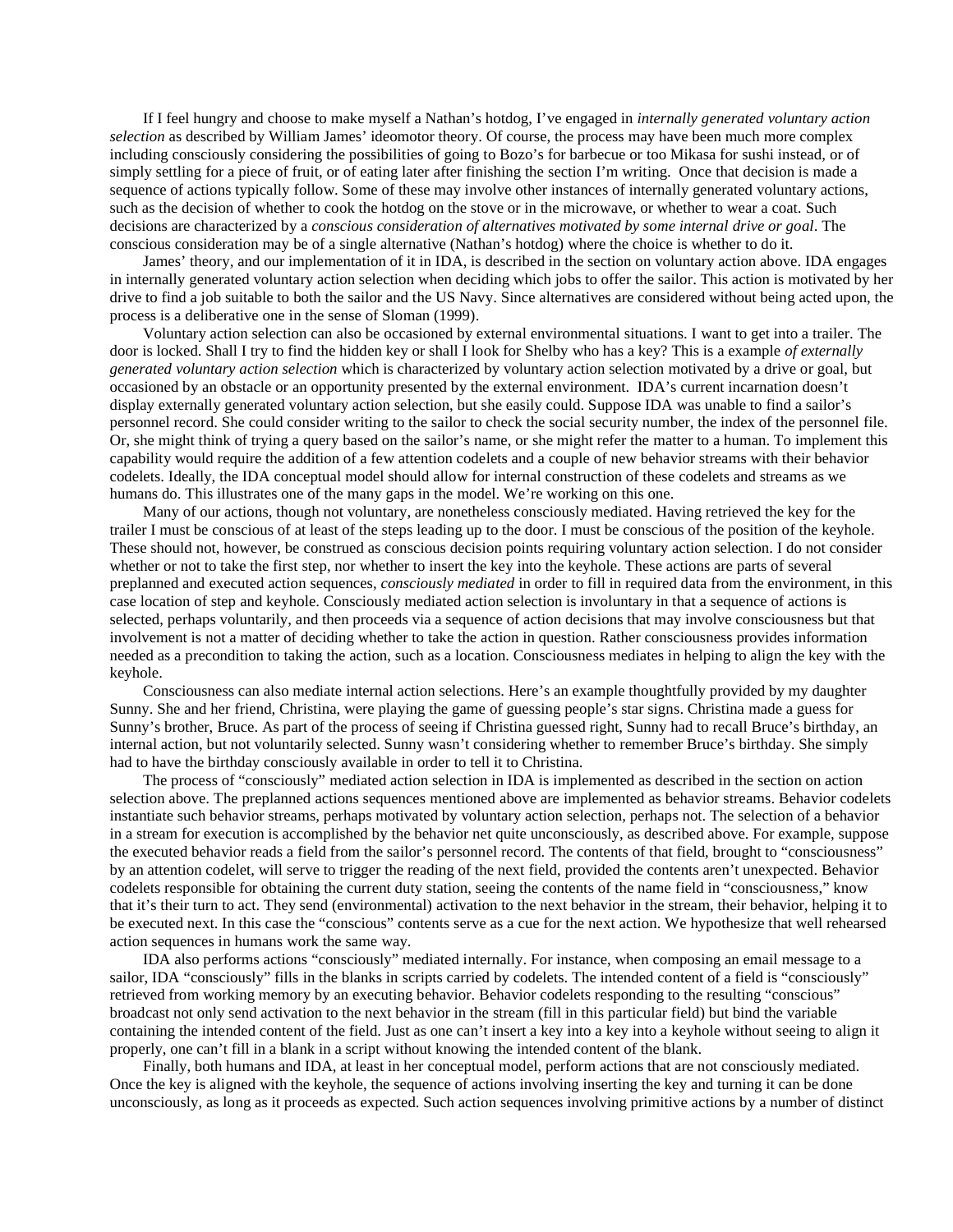If I feel hungry and choose to make myself a Nathan's hotdog, I've engaged in *internally generated voluntary action selection* as described by William James' ideomotor theory. Of course, the process may have been much more complex including consciously considering the possibilities of going to Bozo's for barbecue or too Mikasa for sushi instead, or of simply settling for a piece of fruit, or of eating later after finishing the section I'm writing. Once that decision is made a sequence of actions typically follow. Some of these may involve other instances of internally generated voluntary actions, such as the decision of whether to cook the hotdog on the stove or in the microwave, or whether to wear a coat. Such decisions are characterized by a *conscious consideration of alternatives motivated by some internal drive or goal*. The conscious consideration may be of a single alternative (Nathan's hotdog) where the choice is whether to do it.

James' theory, and our implementation of it in IDA, is described in the section on voluntary action above. IDA engages in internally generated voluntary action selection when deciding which jobs to offer the sailor. This action is motivated by her drive to find a job suitable to both the sailor and the US Navy. Since alternatives are considered without being acted upon, the process is a deliberative one in the sense of Sloman (1999).

Voluntary action selection can also be occasioned by external environmental situations. I want to get into a trailer. The door is locked. Shall I try to find the hidden key or shall I look for Shelby who has a key? This is a example *of externally generated voluntary action selection* which is characterized by voluntary action selection motivated by a drive or goal, but occasioned by an obstacle or an opportunity presented by the external environment. IDA's current incarnation doesn't display externally generated voluntary action selection, but she easily could. Suppose IDA was unable to find a sailor's personnel record. She could consider writing to the sailor to check the social security number, the index of the personnel file. Or, she might think of trying a query based on the sailor's name, or she might refer the matter to a human. To implement this capability would require the addition of a few attention codelets and a couple of new behavior streams with their behavior codelets. Ideally, the IDA conceptual model should allow for internal construction of these codelets and streams as we humans do. This illustrates one of the many gaps in the model. We're working on this one.

Many of our actions, though not voluntary, are nonetheless consciously mediated. Having retrieved the key for the trailer I must be conscious of at least of the steps leading up to the door. I must be conscious of the position of the keyhole. These should not, however, be construed as conscious decision points requiring voluntary action selection. I do not consider whether or not to take the first step, nor whether to insert the key into the keyhole. These actions are parts of several preplanned and executed action sequences, *consciously mediated* in order to fill in required data from the environment, in this case location of step and keyhole. Consciously mediated action selection is involuntary in that a sequence of actions is selected, perhaps voluntarily, and then proceeds via a sequence of action decisions that may involve consciousness but that involvement is not a matter of deciding whether to take the action in question. Rather consciousness provides information needed as a precondition to taking the action, such as a location. Consciousness mediates in helping to align the key with the keyhole.

Consciousness can also mediate internal action selections. Here's an example thoughtfully provided by my daughter Sunny. She and her friend, Christina, were playing the game of guessing people's star signs. Christina made a guess for Sunny's brother, Bruce. As part of the process of seeing if Christina guessed right, Sunny had to recall Bruce's birthday, an internal action, but not voluntarily selected. Sunny wasn't considering whether to remember Bruce's birthday. She simply had to have the birthday consciously available in order to tell it to Christina.

The process of "consciously" mediated action selection in IDA is implemented as described in the section on action selection above. The preplanned actions sequences mentioned above are implemented as behavior streams. Behavior codelets instantiate such behavior streams, perhaps motivated by voluntary action selection, perhaps not. The selection of a behavior in a stream for execution is accomplished by the behavior net quite unconsciously, as described above. For example, suppose the executed behavior reads a field from the sailor's personnel record. The contents of that field, brought to "consciousness" by an attention codelet, will serve to trigger the reading of the next field, provided the contents aren't unexpected. Behavior codelets responsible for obtaining the current duty station, seeing the contents of the name field in "consciousness," know that it's their turn to act. They send (environmental) activation to the next behavior in the stream, their behavior, helping it to be executed next. In this case the "conscious" contents serve as a cue for the next action. We hypothesize that well rehearsed action sequences in humans work the same way.

IDA also performs actions "consciously" mediated internally. For instance, when composing an email message to a sailor, IDA "consciously" fills in the blanks in scripts carried by codelets. The intended content of a field is "consciously" retrieved from working memory by an executing behavior. Behavior codelets responding to the resulting "conscious" broadcast not only send activation to the next behavior in the stream (fill in this particular field) but bind the variable containing the intended content of the field. Just as one can't insert a key into a key into a keyhole without seeing to align it properly, one can't fill in a blank in a script without knowing the intended content of the blank.

Finally, both humans and IDA, at least in her conceptual model, perform actions that are not consciously mediated. Once the key is aligned with the keyhole, the sequence of actions involving inserting the key and turning it can be done unconsciously, as long as it proceeds as expected. Such action sequences involving primitive actions by a number of distinct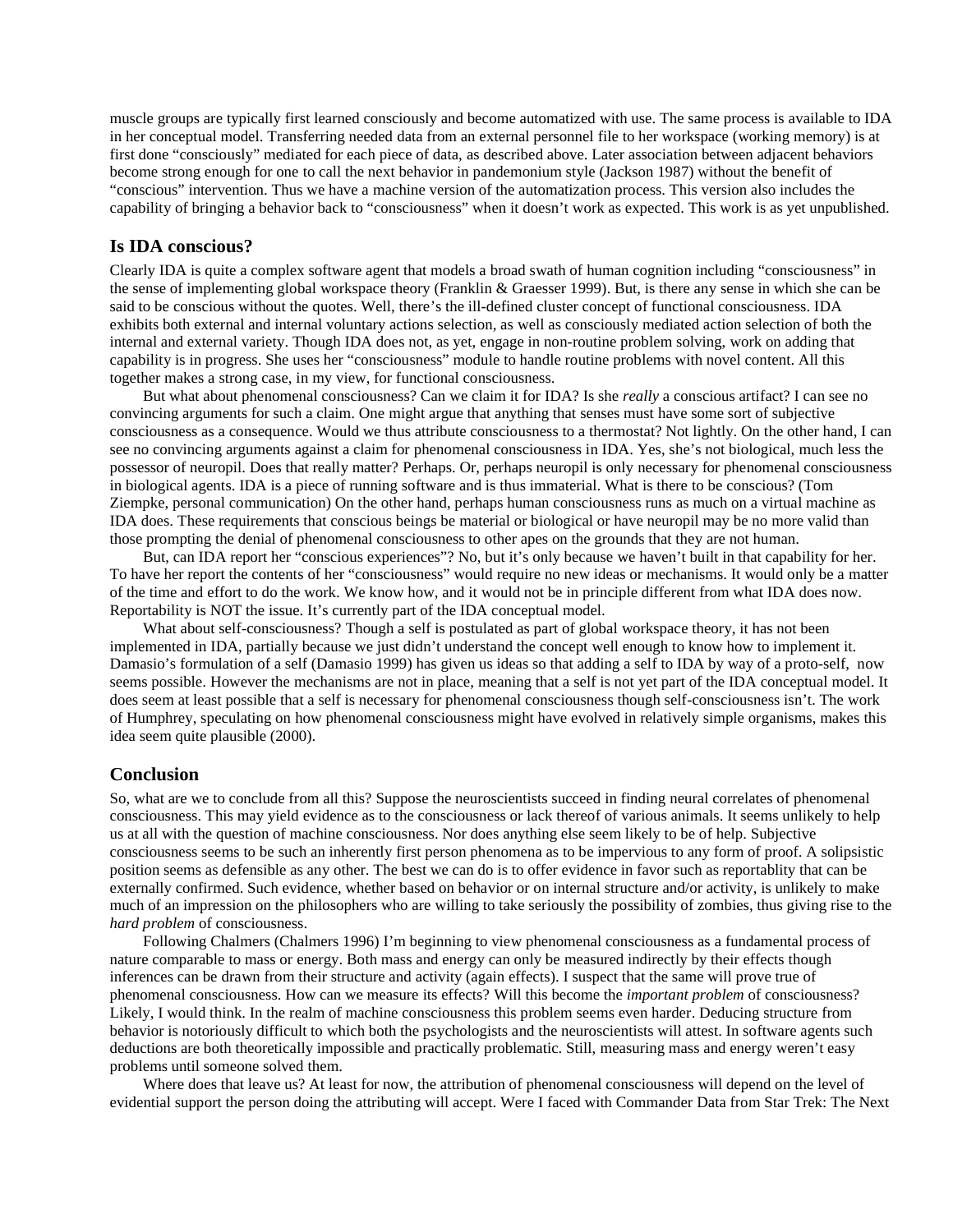muscle groups are typically first learned consciously and become automatized with use. The same process is available to IDA in her conceptual model. Transferring needed data from an external personnel file to her workspace (working memory) is at first done "consciously" mediated for each piece of data, as described above. Later association between adjacent behaviors become strong enough for one to call the next behavior in pandemonium style (Jackson 1987) without the benefit of "conscious" intervention. Thus we have a machine version of the automatization process. This version also includes the capability of bringing a behavior back to "consciousness" when it doesn't work as expected. This work is as yet unpublished.

## Is IDA conscious?

Clearly IDA is quite a complex software agent that models a broad swath of human cognition including "consciousness" in the sense of implementing global workspace theory (Franklin & Graesser 1999). But, is there any sense in which she can be said to be conscious without the quotes. Well, there's the ill-defined cluster concept of functional consciousness. IDA exhibits both external and internal voluntary actions selection, as well as consciously mediated action selection of both the internal and external variety. Though IDA does not, as yet, engage in non-routine problem solving, work on adding that capability is in progress. She uses her "consciousness" module to handle routine problems with novel content. All this together makes a strong case, in my view, for functional consciousness.

But what about phenomenal consciousness? Can we claim it for IDA? Is she *really* a conscious artifact? I can see no convincing arguments for such a claim. One might argue that anything that senses must have some sort of subjective consciousness as a consequence. Would we thus attribute consciousness to a thermostat? Not lightly. On the other hand, I can see no convincing arguments against a claim for phenomenal consciousness in IDA. Yes, she's not biological, much less the possessor of neuropil. Does that really matter? Perhaps. Or, perhaps neuropil is only necessary for phenomenal consciousness in biological agents. IDA is a piece of running software and is thus immaterial. What is there to be conscious? (Tom Ziempke, personal communication) On the other hand, perhaps human consciousness runs as much on a virtual machine as IDA does. These requirements that conscious beings be material or biological or have neuropil may be no more valid than those prompting the denial of phenomenal consciousness to other apes on the grounds that they are not human.

But, can IDA report her "conscious experiences"? No, but it's only because we haven't built in that capability for her. To have her report the contents of her "consciousness" would require no new ideas or mechanisms. It would only be a matter of the time and effort to do the work. We know how, and it would not be in principle different from what IDA does now. Reportability is NOT the issue. It's currently part of the IDA conceptual model.

What about self-consciousness? Though a self is postulated as part of global workspace theory, it has not been implemented in IDA, partially because we just didn't understand the concept well enough to know how to implement it. Damasio's formulation of a self (Damasio 1999) has given us ideas so that adding a self to IDA by way of a proto-self, now seems possible. However the mechanisms are not in place, meaning that a self is not yet part of the IDA conceptual model. It does seem at least possible that a self is necessary for phenomenal consciousness though self-consciousness isn't. The work of Humphrey, speculating on how phenomenal consciousness might have evolved in relatively simple organisms, makes this idea seem quite plausible (2000).

## Conclusion

So, what are we to conclude from all this? Suppose the neuroscientists succeed in finding neural correlates of phenomenal consciousness. This may yield evidence as to the consciousness or lack thereof of various animals. It seems unlikely to help us at all with the question of machine consciousness. Nor does anything else seem likely to be of help. Subjective consciousness seems to be such an inherently first person phenomena as to be impervious to any form of proof. A solipsistic position seems as defensible as any other. The best we can do is to offer evidence in favor such as reportablity that can be externally confirmed. Such evidence, whether based on behavior or on internal structure and/or activity, is unlikely to make much of an impression on the philosophers who are willing to take seriously the possibility of zombies, thus giving rise to the *hard problem* of consciousness.

Following Chalmers (Chalmers 1996) I'm beginning to view phenomenal consciousness as a fundamental process of nature comparable to mass or energy. Both mass and energy can only be measured indirectly by their effects though inferences can be drawn from their structure and activity (again effects). I suspect that the same will prove true of phenomenal consciousness. How can we measure its effects? Will this become the *important problem* of consciousness? Likely, I would think. In the realm of machine consciousness this problem seems even harder. Deducing structure from behavior is notoriously difficult to which both the psychologists and the neuroscientists will attest. In software agents such deductions are both theoretically impossible and practically problematic. Still, measuring mass and energy weren't easy problems until someone solved them.

Where does that leave us? At least for now, the attribution of phenomenal consciousness will depend on the level of evidential support the person doing the attributing will accept. Were I faced with Commander Data from Star Trek: The Next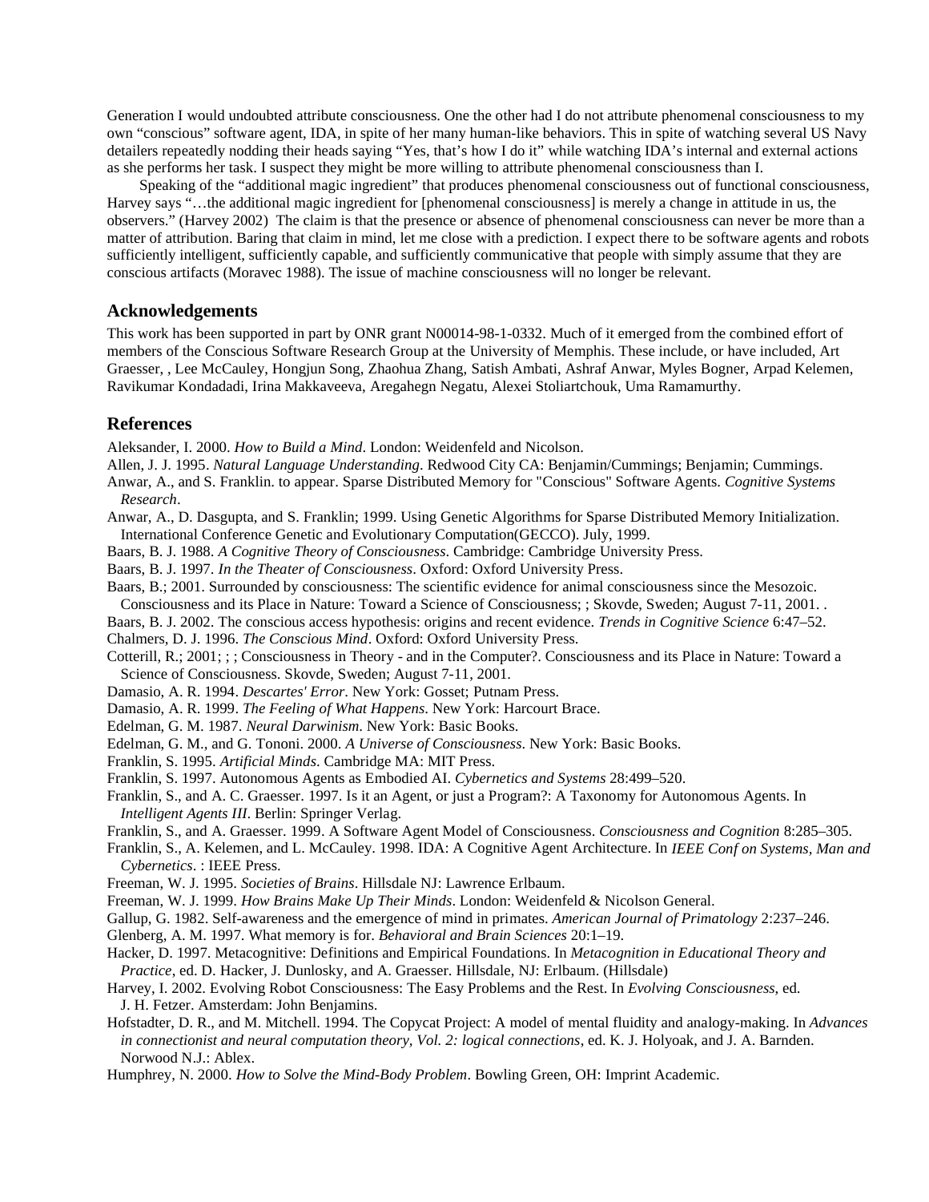Generation I would undoubted attribute consciousness. One the other had I do not attribute phenomenal consciousness to my own "conscious" software agent, IDA, in spite of her many human-like behaviors. This in spite of watching several US Navy detailers repeatedly nodding their heads saying "Yes, that's how I do it" while watching IDA's internal and external actions as she performs her task. I suspect they might be more willing to attribute phenomenal consciousness than I.

Speaking of the "additional magic ingredient" that produces phenomenal consciousness out of functional consciousness, Harvey says "…the additional magic ingredient for [phenomenal consciousness] is merely a change in attitude in us, the observers." (Harvey 2002) The claim is that the presence or absence of phenomenal consciousness can never be more than a matter of attribution. Baring that claim in mind, let me close with a prediction. I expect there to be software agents and robots sufficiently intelligent, sufficiently capable, and sufficiently communicative that people with simply assume that they are conscious artifacts (Moravec 1988). The issue of machine consciousness will no longer be relevant.

## Acknowledgements

This work has been supported in part by ONR grant N00014-98-1-0332. Much of it emerged from the combined effort of members of the Conscious Software Research Group at the University of Memphis. These include, or have included, Art Graesser, , Lee McCauley, Hongjun Song, Zhaohua Zhang, Satish Ambati, Ashraf Anwar, Myles Bogner, Arpad Kelemen, Ravikumar Kondadadi, Irina Makkaveeva, Aregahegn Negatu, Alexei Stoliartchouk, Uma Ramamurthy.

## References

Aleksander, I. 2000. *How to Build a Mind*. London: Weidenfeld and Nicolson.

Allen, J. J. 1995. *Natural Language Understanding*. Redwood City CA: Benjamin/Cummings; Benjamin; Cummings.

Anwar, A., and S. Franklin. to appear. Sparse Distributed Memory for "Conscious" Software Agents. *Cognitive Systems Research*.

Anwar, A., D. Dasgupta, and S. Franklin; 1999. Using Genetic Algorithms for Sparse Distributed Memory Initialization. International Conference Genetic and Evolutionary Computation(GECCO). July, 1999.

Baars, B. J. 1988. *A Cognitive Theory of Consciousness*. Cambridge: Cambridge University Press.

Baars, B. J. 1997. *In the Theater of Consciousness*. Oxford: Oxford University Press.

Baars, B.; 2001. Surrounded by consciousness: The scientific evidence for animal consciousness since the Mesozoic. Consciousness and its Place in Nature: Toward a Science of Consciousness; ; Skovde, Sweden; August 7-11, 2001. .

Baars, B. J. 2002. The conscious access hypothesis: origins and recent evidence. *Trends in Cognitive Science* 6:47–52.

Chalmers, D. J. 1996. *The Conscious Mind*. Oxford: Oxford University Press.

Cotterill, R.; 2001; ; ; Consciousness in Theory - and in the Computer?. Consciousness and its Place in Nature: Toward a Science of Consciousness. Skovde, Sweden; August 7-11, 2001.

Damasio, A. R. 1994. *Descartes' Error*. New York: Gosset; Putnam Press.

Damasio, A. R. 1999. *The Feeling of What Happens*. New York: Harcourt Brace.

Edelman, G. M. 1987. *Neural Darwinism*. New York: Basic Books.

Edelman, G. M., and G. Tononi. 2000. *A Universe of Consciousness*. New York: Basic Books.

Franklin, S. 1995. *Artificial Minds*. Cambridge MA: MIT Press.

Franklin, S. 1997. Autonomous Agents as Embodied AI. *Cybernetics and Systems* 28:499–520.

Franklin, S., and A. C. Graesser. 1997. Is it an Agent, or just a Program?: A Taxonomy for Autonomous Agents. In *Intelligent Agents III*. Berlin: Springer Verlag.

Franklin, S., and A. Graesser. 1999. A Software Agent Model of Consciousness. *Consciousness and Cognition* 8:285–305.

Franklin, S., A. Kelemen, and L. McCauley. 1998. IDA: A Cognitive Agent Architecture. In *IEEE Conf on Systems, Man and Cybernetics*. : IEEE Press.

Freeman, W. J. 1995. *Societies of Brains*. Hillsdale NJ: Lawrence Erlbaum.

Freeman, W. J. 1999. *How Brains Make Up Their Minds*. London: Weidenfeld & Nicolson General.

Gallup, G. 1982. Self-awareness and the emergence of mind in primates. *American Journal of Primatology* 2:237–246.

Glenberg, A. M. 1997. What memory is for. *Behavioral and Brain Sciences* 20:1–19.

Hacker, D. 1997. Metacognitive: Definitions and Empirical Foundations. In *Metacognition in Educational Theory and Practice*, ed. D. Hacker, J. Dunlosky, and A. Graesser. Hillsdale, NJ: Erlbaum. (Hillsdale)

Harvey, I. 2002. Evolving Robot Consciousness: The Easy Problems and the Rest. In *Evolving Consciousness*, ed. J. H. Fetzer. Amsterdam: John Benjamins.

Hofstadter, D. R., and M. Mitchell. 1994. The Copycat Project: A model of mental fluidity and analogy-making. In *Advances in connectionist and neural computation theory, Vol. 2: logical connections*, ed. K. J. Holyoak, and J. A. Barnden. Norwood N.J.: Ablex.

Humphrey, N. 2000. *How to Solve the Mind-Body Problem*. Bowling Green, OH: Imprint Academic.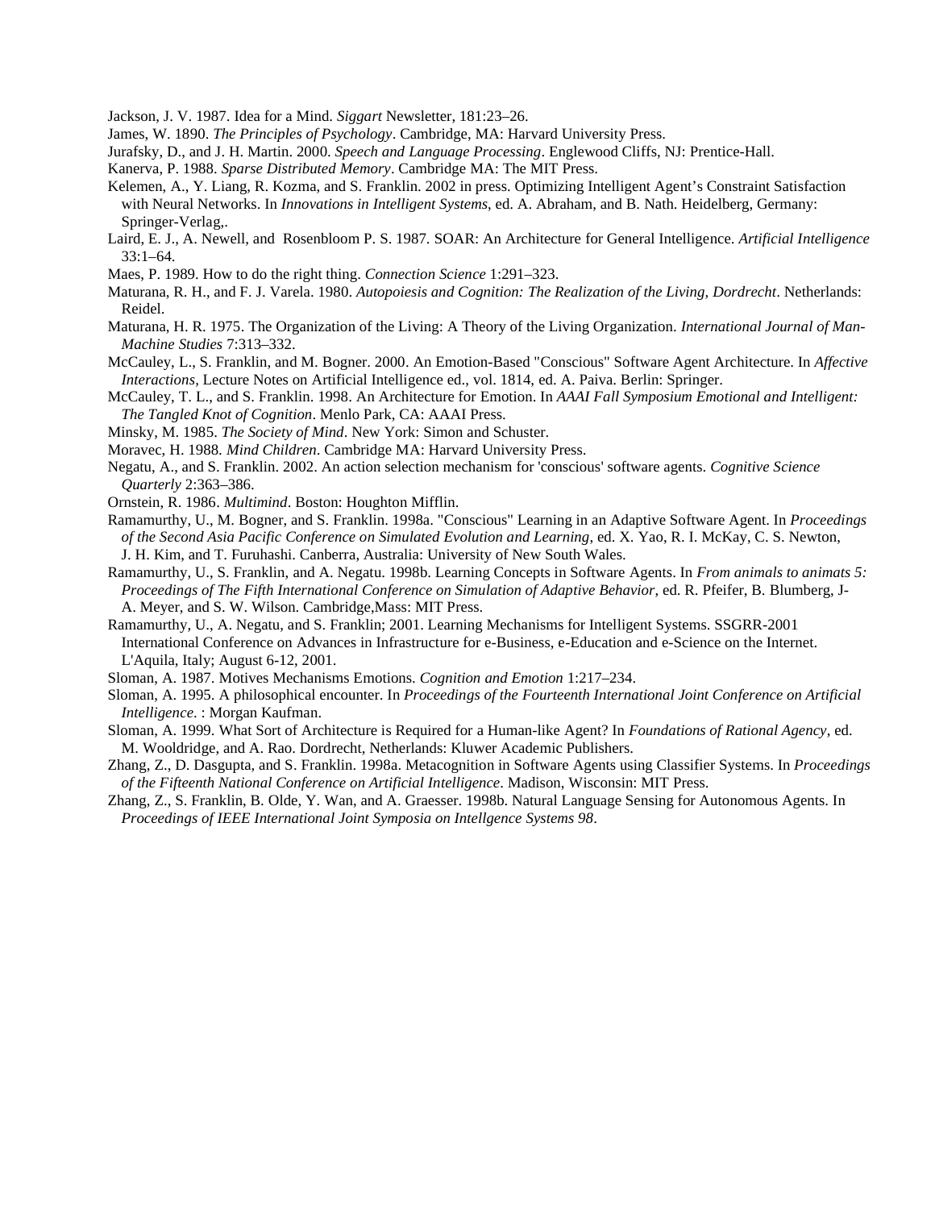Jackson, J. V. 1987. Idea for a Mind. *Siggart* Newsletter, 181:23–26.

James, W. 1890. *The Principles of Psychology*. Cambridge, MA: Harvard University Press.

Jurafsky, D., and J. H. Martin. 2000. *Speech and Language Processing*. Englewood Cliffs, NJ: Prentice-Hall.

Kanerva, P. 1988. *Sparse Distributed Memory*. Cambridge MA: The MIT Press.

Kelemen, A., Y. Liang, R. Kozma, and S. Franklin. 2002 in press. Optimizing Intelligent Agent's Constraint Satisfaction with Neural Networks. In *Innovations in Intelligent Systems*, ed. A. Abraham, and B. Nath. Heidelberg, Germany: Springer-Verlag,.

Laird, E. J., A. Newell, and Rosenbloom P. S. 1987. SOAR: An Architecture for General Intelligence. *Artificial Intelligence* 33:1–64.

Maes, P. 1989. How to do the right thing. *Connection Science* 1:291–323.

Maturana, R. H., and F. J. Varela. 1980. *Autopoiesis and Cognition: The Realization of the Living, Dordrecht*. Netherlands: Reidel.

Maturana, H. R. 1975. The Organization of the Living: A Theory of the Living Organization. *International Journal of Man-Machine Studies* 7:313–332.

McCauley, L., S. Franklin, and M. Bogner. 2000. An Emotion-Based "Conscious" Software Agent Architecture. In *Affective Interactions*, Lecture Notes on Artificial Intelligence ed., vol. 1814, ed. A. Paiva. Berlin: Springer.

McCauley, T. L., and S. Franklin. 1998. An Architecture for Emotion. In *AAAI Fall Symposium Emotional and Intelligent: The Tangled Knot of Cognition*. Menlo Park, CA: AAAI Press.

Minsky, M. 1985. *The Society of Mind*. New York: Simon and Schuster.

Moravec, H. 1988. *Mind Children*. Cambridge MA: Harvard University Press.

Negatu, A., and S. Franklin. 2002. An action selection mechanism for 'conscious' software agents. *Cognitive Science Quarterly* 2:363–386.

Ornstein, R. 1986. *Multimind*. Boston: Houghton Mifflin.

Ramamurthy, U., M. Bogner, and S. Franklin. 1998a. "Conscious" Learning in an Adaptive Software Agent. In *Proceedings of the Second Asia Pacific Conference on Simulated Evolution and Learning*, ed. X. Yao, R. I. McKay, C. S. Newton, J. H. Kim, and T. Furuhashi. Canberra, Australia: University of New South Wales.

Ramamurthy, U., S. Franklin, and A. Negatu. 1998b. Learning Concepts in Software Agents. In *From animals to animats 5: Proceedings of The Fifth International Conference on Simulation of Adaptive Behavior*, ed. R. Pfeifer, B. Blumberg, J-A. Meyer, and S. W. Wilson. Cambridge,Mass: MIT Press.

Ramamurthy, U., A. Negatu, and S. Franklin; 2001. Learning Mechanisms for Intelligent Systems. SSGRR-2001 International Conference on Advances in Infrastructure for e-Business, e-Education and e-Science on the Internet. L'Aquila, Italy; August 6-12, 2001.

Sloman, A. 1987. Motives Mechanisms Emotions. *Cognition and Emotion* 1:217–234.

Sloman, A. 1995. A philosophical encounter. In *Proceedings of the Fourteenth International Joint Conference on Artificial Intelligence*. : Morgan Kaufman.

Sloman, A. 1999. What Sort of Architecture is Required for a Human-like Agent? In *Foundations of Rational Agency*, ed. M. Wooldridge, and A. Rao. Dordrecht, Netherlands: Kluwer Academic Publishers.

Zhang, Z., D. Dasgupta, and S. Franklin. 1998a. Metacognition in Software Agents using Classifier Systems. In *Proceedings of the Fifteenth National Conference on Artificial Intelligence*. Madison, Wisconsin: MIT Press.

Zhang, Z., S. Franklin, B. Olde, Y. Wan, and A. Graesser. 1998b. Natural Language Sensing for Autonomous Agents. In *Proceedings of IEEE International Joint Symposia on Intellgence Systems 98*.